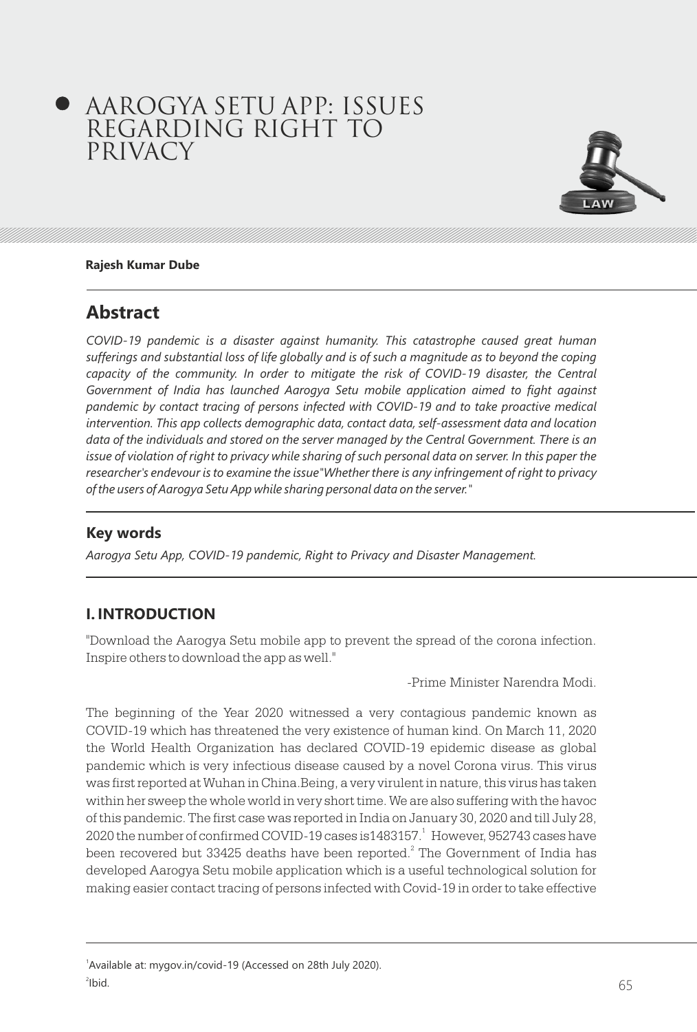# AAROGYA SETU APP: ISSUES REGARDING RIGHT TO PRIVACY

**Rajesh Kumar Dube**

## Abstract

*COVID-19 pandemic is a disaster against humanity. This catastrophe caused great human sufferings and substantial loss of life globally and is of such a magnitude as to beyond the coping capacity of the community. In order to mitigate the risk of COVID-19 disaster, the Central Government of India has launched Aarogya Setu mobile application aimed to fight against pandemic by contact tracing of persons infected with COVID-19 and to take proactive medical intervention. This app collects demographic data, contact data, self-assessment data and location data of the individuals and stored on the server managed by the Central Government. There is an issue of violation of right to privacy while sharing of such personal data on server. In this paper the researcher's endevour is to examine the issue"Whether there is any infringement of right to privacy of the users of Aarogya Setu App while sharing personal data on the server."*

## Key words

*Aarogya Setu App, COVID-19 pandemic, Right to Privacy and Disaster Management.*

## I. INTRODUCTION

"Download the Aarogya Setu mobile app to prevent the spread of the corona infection. Inspire others to download the app as well."

-Prime Minister Narendra Modi.

The beginning of the Year 2020 witnessed a very contagious pandemic known as COVID-19 which has threatened the very existence of human kind. On March 11, 2020 the World Health Organization has declared COVID-19 epidemic disease as global pandemic which is very infectious disease caused by a novel Corona virus. This virus was first reported at Wuhan in China.Being, a very virulent in nature, this virus has taken within her sweep the whole world in very short time. We are also suffering with the havoc of this pandemic. The first case was reported in India on January 30, 2020 and till July 28, 2020 the number of confirmed COVID-19 cases is1483157.[1] However, 952743 cases have been recovered but 33425 deaths have been reported.[2] The Government of India has developed Aarogya Setu mobile application which is a useful technological solution for making easier contact tracing of persons infected with Covid-19 in order to take effective

[1]Available at: mygov.in/covid-19 (Accessed on 28th July 2020).

[2]Ibid.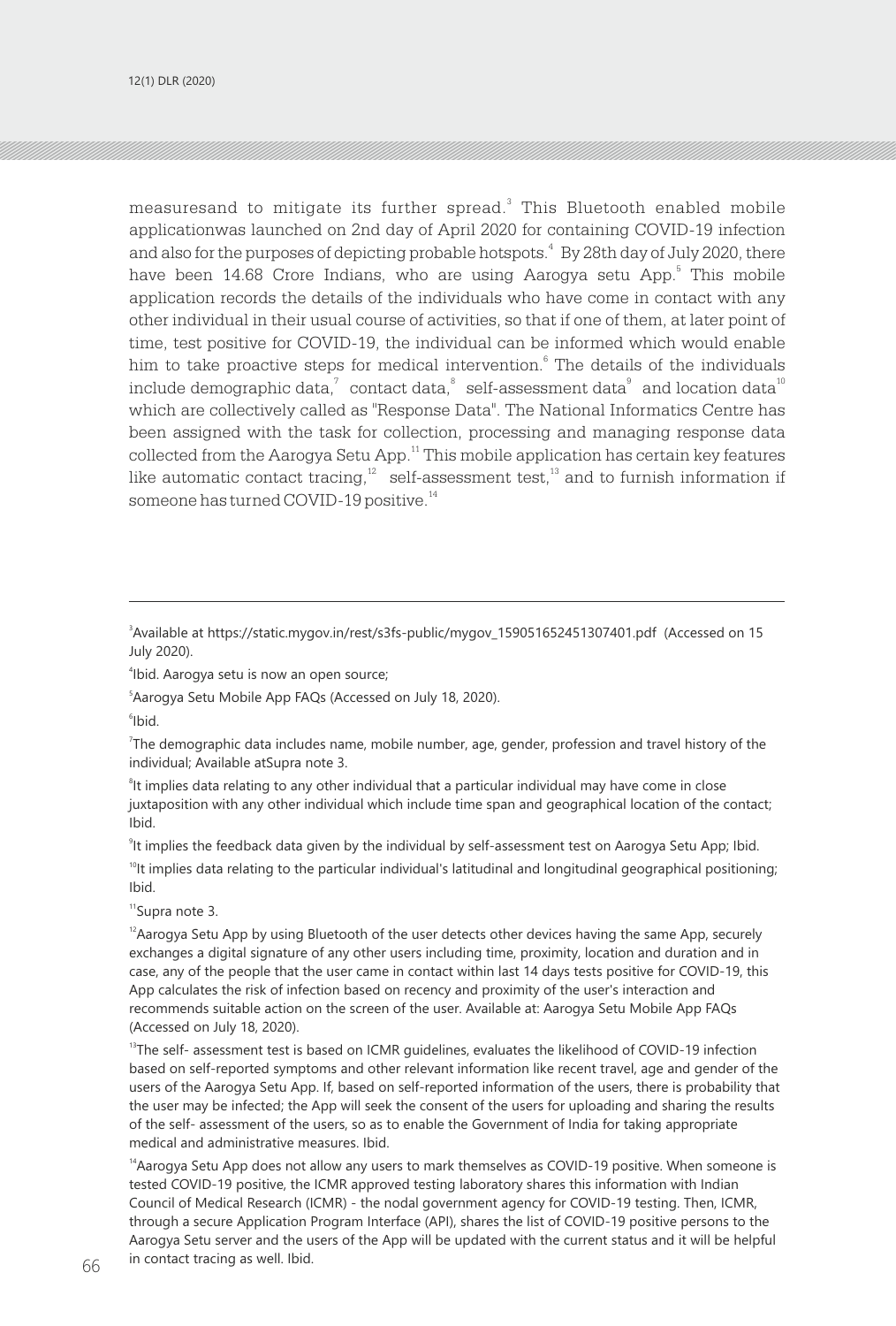measuresand to mitigate its further spread.[3] This Bluetooth enabled mobile applicationwas launched on 2nd day of April 2020 for containing COVID-19 infection and also for the purposes of depicting probable hotspots.[4] By 28th day of July 2020, there have been 14.68 Crore Indians, who are using Aarogya setu App.[5] This mobile application records the details of the individuals who have come in contact with any other individual in their usual course of activities, so that if one of them, at later point of time, test positive for COVID-19, the individual can be informed which would enable him to take proactive steps for medical intervention.[6] The details of the individuals include demographic data,[7] contact data,[8] self-assessment data[9] and location data[10] which are collectively called as "Response Data". The National Informatics Centre has been assigned with the task for collection, processing and managing response data collected from the Aarogya Setu App.[11] This mobile application has certain key features like automatic contact tracing,[12] self-assessment test,[13] and to furnish information if someone has turned COVID-19 positive.[14]

---

[3] Available at https://static.mygov.in/rest/s3fs-public/mygov_159051652451307401.pdf (Accessed on 15 July 2020).

[4] Ibid. Aarogya setu is now an open source;

[5] Aarogya Setu Mobile App FAQs (Accessed on July 18, 2020).

[6] Ibid.

[7] The demographic data includes name, mobile number, age, gender, profession and travel history of the individual; Available atSupra note 3.

[8] It implies data relating to any other individual that a particular individual may have come in close juxtaposition with any other individual which include time span and geographical location of the contact; Ibid.

[9] It implies the feedback data given by the individual by self-assessment test on Aarogya Setu App; Ibid.

[10] It implies data relating to the particular individual's latitudinal and longitudinal geographical positioning; Ibid.

[11] Supra note 3.

[12] Aarogya Setu App by using Bluetooth of the user detects other devices having the same App, securely exchanges a digital signature of any other users including time, proximity, location and duration and in case, any of the people that the user came in contact within last 14 days tests positive for COVID-19, this App calculates the risk of infection based on recency and proximity of the user's interaction and recommends suitable action on the screen of the user. Available at: Aarogya Setu Mobile App FAQs (Accessed on July 18, 2020).

[13] The self- assessment test is based on ICMR guidelines, evaluates the likelihood of COVID-19 infection based on self-reported symptoms and other relevant information like recent travel, age and gender of the users of the Aarogya Setu App. If, based on self-reported information of the users, there is probability that the user may be infected; the App will seek the consent of the users for uploading and sharing the results of the self- assessment of the users, so as to enable the Government of India for taking appropriate medical and administrative measures. Ibid.

[14] Aarogya Setu App does not allow any users to mark themselves as COVID-19 positive. When someone is tested COVID-19 positive, the ICMR approved testing laboratory shares this information with Indian Council of Medical Research (ICMR) - the nodal government agency for COVID-19 testing. Then, ICMR, through a secure Application Program Interface (API), shares the list of COVID-19 positive persons to the Aarogya Setu server and the users of the App will be updated with the current status and it will be helpful in contact tracing as well. Ibid.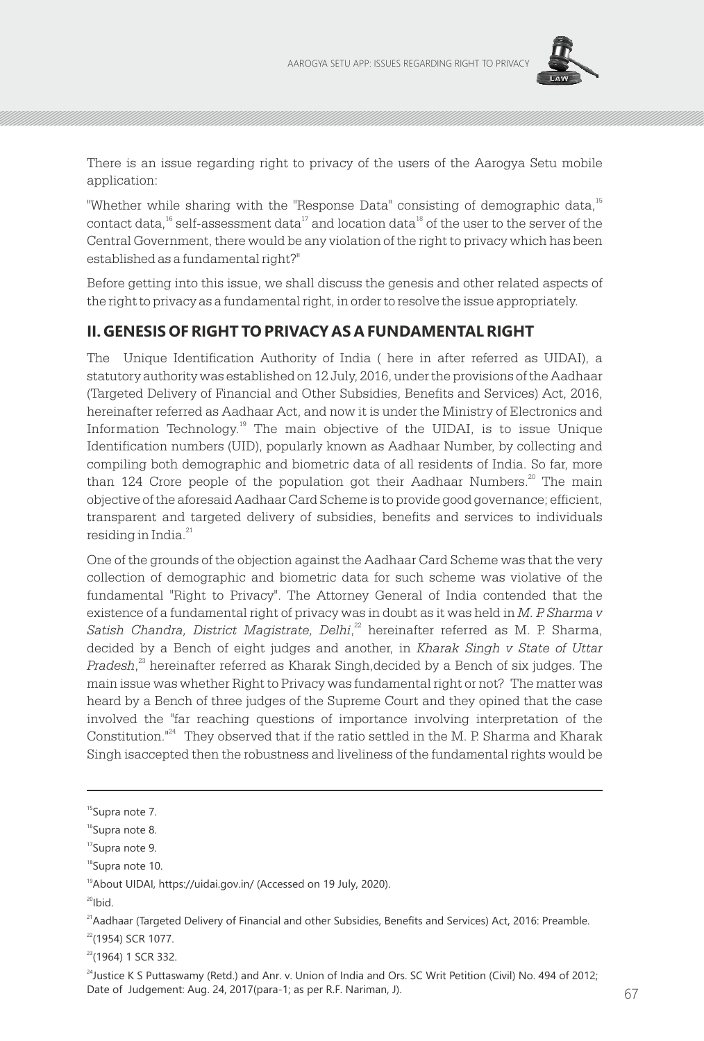There is an issue regarding right to privacy of the users of the Aarogya Setu mobile application:

"Whether while sharing with the "Response Data" consisting of demographic data,[15] contact data,[16] self-assessment data[17] and location data[18] of the user to the server of the Central Government, there would be any violation of the right to privacy which has been established as a fundamental right?"

Before getting into this issue, we shall discuss the genesis and other related aspects of the right to privacy as a fundamental right, in order to resolve the issue appropriately.

## II. GENESIS OF RIGHT TO PRIVACY AS A FUNDAMENTAL RIGHT

The Unique Identification Authority of India ( here in after referred as UIDAI), a statutory authority was established on 12 July, 2016, under the provisions of the Aadhaar (Targeted Delivery of Financial and Other Subsidies, Benefits and Services) Act, 2016, hereinafter referred as Aadhaar Act, and now it is under the Ministry of Electronics and Information Technology.[19] The main objective of the UIDAI, is to issue Unique Identification numbers (UID), popularly known as Aadhaar Number, by collecting and compiling both demographic and biometric data of all residents of India. So far, more than 124 Crore people of the population got their Aadhaar Numbers.[20] The main objective of the aforesaid Aadhaar Card Scheme is to provide good governance; efficient, transparent and targeted delivery of subsidies, benefits and services to individuals residing in India.[21]

One of the grounds of the objection against the Aadhaar Card Scheme was that the very collection of demographic and biometric data for such scheme was violative of the fundamental "Right to Privacy". The Attorney General of India contended that the existence of a fundamental right of privacy was in doubt as it was held in *M. P. Sharma v Satish Chandra, District Magistrate, Delhi*,[22] hereinafter referred as M. P. Sharma, decided by a Bench of eight judges and another, in *Kharak Singh v State of Uttar Pradesh*,[23] hereinafter referred as Kharak Singh,decided by a Bench of six judges. The main issue was whether Right to Privacy was fundamental right or not? The matter was heard by a Bench of three judges of the Supreme Court and they opined that the case involved the "far reaching questions of importance involving interpretation of the Constitution."[24] They observed that if the ratio settled in the M. P. Sharma and Kharak Singh isaccepted then the robustness and liveliness of the fundamental rights would be

---

[15]Supra note 7.

[16]Supra note 8.

[17]Supra note 9.

[18]Supra note 10.

[19]About UIDAI, https://uidai.gov.in/ (Accessed on 19 July, 2020).

[20]Ibid.

[21]Aadhaar (Targeted Delivery of Financial and other Subsidies, Benefits and Services) Act, 2016: Preamble.

[22](1954) SCR 1077.

[23](1964) 1 SCR 332.

[24]Justice K S Puttaswamy (Retd.) and Anr. v. Union of India and Ors. SC Writ Petition (Civil) No. 494 of 2012; Date of Judgement: Aug. 24, 2017(para-1; as per R.F. Nariman, J).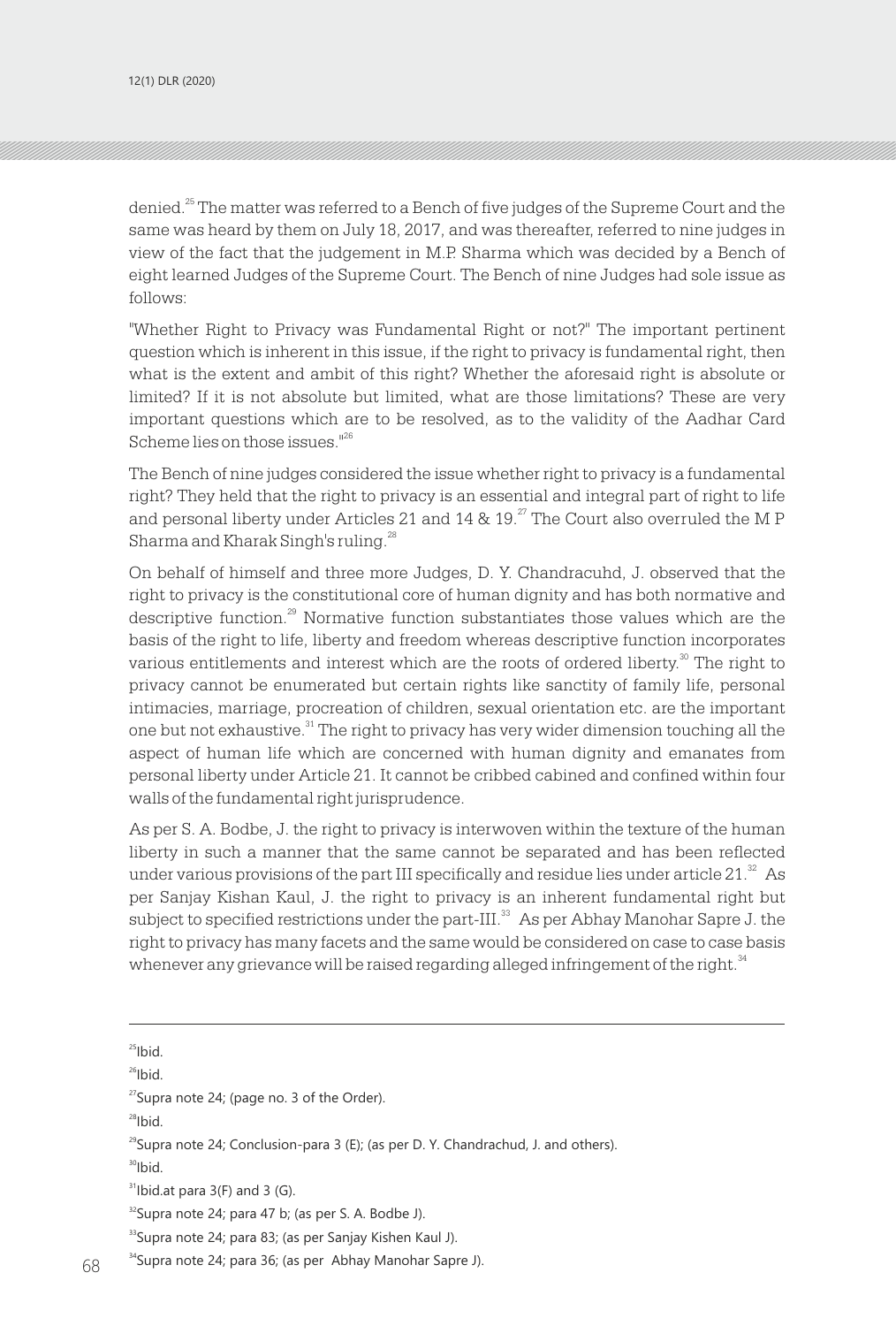denied.[25] The matter was referred to a Bench of five judges of the Supreme Court and the same was heard by them on July 18, 2017, and was thereafter, referred to nine judges in view of the fact that the judgement in M.P. Sharma which was decided by a Bench of eight learned Judges of the Supreme Court. The Bench of nine Judges had sole issue as follows:

"Whether Right to Privacy was Fundamental Right or not?" The important pertinent question which is inherent in this issue, if the right to privacy is fundamental right, then what is the extent and ambit of this right? Whether the aforesaid right is absolute or limited? If it is not absolute but limited, what are those limitations? These are very important questions which are to be resolved, as to the validity of the Aadhar Card Scheme lies on those issues."[26]

The Bench of nine judges considered the issue whether right to privacy is a fundamental right? They held that the right to privacy is an essential and integral part of right to life and personal liberty under Articles 21 and 14 & 19.[27] The Court also overruled the M P Sharma and Kharak Singh's ruling.[28]

On behalf of himself and three more Judges, D. Y. Chandracuhd, J. observed that the right to privacy is the constitutional core of human dignity and has both normative and descriptive function.[29] Normative function substantiates those values which are the basis of the right to life, liberty and freedom whereas descriptive function incorporates various entitlements and interest which are the roots of ordered liberty.[30] The right to privacy cannot be enumerated but certain rights like sanctity of family life, personal intimacies, marriage, procreation of children, sexual orientation etc. are the important one but not exhaustive.[31] The right to privacy has very wider dimension touching all the aspect of human life which are concerned with human dignity and emanates from personal liberty under Article 21. It cannot be cribbed cabined and confined within four walls of the fundamental right jurisprudence.

As per S. A. Bodbe, J. the right to privacy is interwoven within the texture of the human liberty in such a manner that the same cannot be separated and has been reflected under various provisions of the part III specifically and residue lies under article 21.[32] As per Sanjay Kishan Kaul, J. the right to privacy is an inherent fundamental right but subject to specified restrictions under the part-III.[33] As per Abhay Manohar Sapre J. the right to privacy has many facets and the same would be considered on case to case basis whenever any grievance will be raised regarding alleged infringement of the right.[34]

---

[25]Ibid.

[26]Ibid.

[27]Supra note 24; (page no. 3 of the Order).

[28]Ibid.

[29]Supra note 24; Conclusion-para 3 (E); (as per D. Y. Chandrachud, J. and others).

[30]Ibid.

[31]Ibid.at para 3(F) and 3 (G).

[32]Supra note 24; para 47 b; (as per S. A. Bodbe J).

[33]Supra note 24; para 83; (as per Sanjay Kishen Kaul J).

[34]Supra note 24; para 36; (as per Abhay Manohar Sapre J).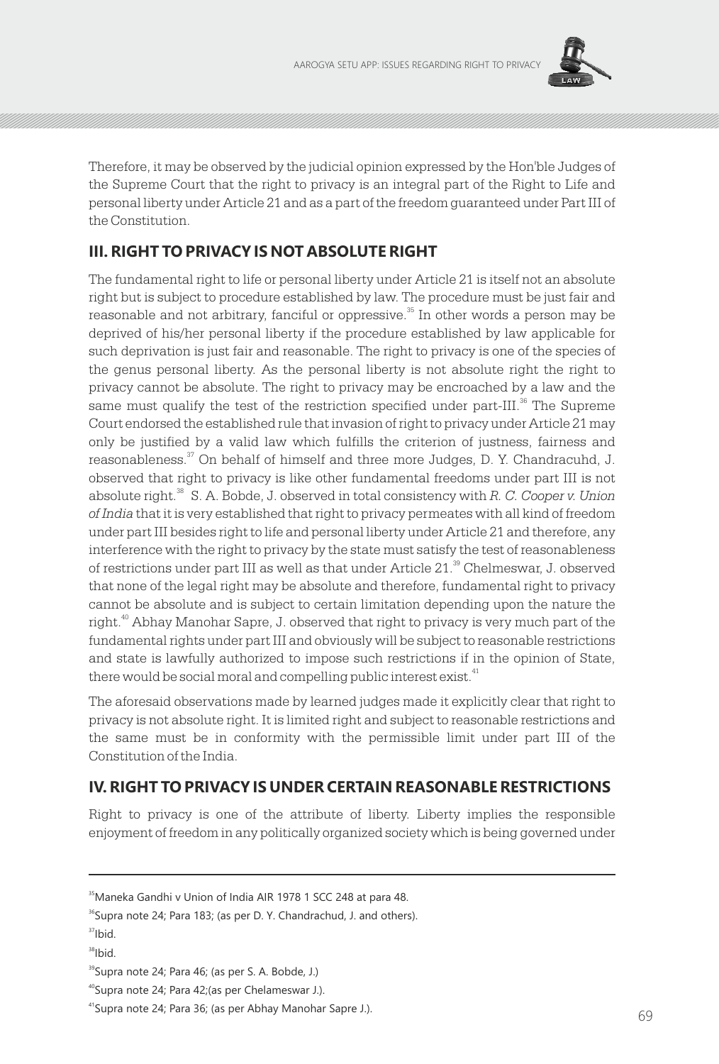Therefore, it may be observed by the judicial opinion expressed by the Hon'ble Judges of the Supreme Court that the right to privacy is an integral part of the Right to Life and personal liberty under Article 21 and as a part of the freedom guaranteed under Part III of the Constitution.

## III. RIGHT TO PRIVACY IS NOT ABSOLUTE RIGHT

The fundamental right to life or personal liberty under Article 21 is itself not an absolute right but is subject to procedure established by law. The procedure must be just fair and reasonable and not arbitrary, fanciful or oppressive.[35] In other words a person may be deprived of his/her personal liberty if the procedure established by law applicable for such deprivation is just fair and reasonable. The right to privacy is one of the species of the genus personal liberty. As the personal liberty is not absolute right the right to privacy cannot be absolute. The right to privacy may be encroached by a law and the same must qualify the test of the restriction specified under part-III.[36] The Supreme Court endorsed the established rule that invasion of right to privacy under Article 21 may only be justified by a valid law which fulfills the criterion of justness, fairness and reasonableness.[37] On behalf of himself and three more Judges, D. Y. Chandracuhd, J. observed that right to privacy is like other fundamental freedoms under part III is not absolute right.[38] S. A. Bobde, J. observed in total consistency with *R. C. Cooper v. Union of India* that it is very established that right to privacy permeates with all kind of freedom under part III besides right to life and personal liberty under Article 21 and therefore, any interference with the right to privacy by the state must satisfy the test of reasonableness of restrictions under part III as well as that under Article 21.[39] Chelmeswar, J. observed that none of the legal right may be absolute and therefore, fundamental right to privacy cannot be absolute and is subject to certain limitation depending upon the nature the right.[40] Abhay Manohar Sapre, J. observed that right to privacy is very much part of the fundamental rights under part III and obviously will be subject to reasonable restrictions and state is lawfully authorized to impose such restrictions if in the opinion of State, there would be social moral and compelling public interest exist.[41]

The aforesaid observations made by learned judges made it explicitly clear that right to privacy is not absolute right. It is limited right and subject to reasonable restrictions and the same must be in conformity with the permissible limit under part III of the Constitution of the India.

## IV. RIGHT TO PRIVACY IS UNDER CERTAIN REASONABLE RESTRICTIONS

Right to privacy is one of the attribute of liberty. Liberty implies the responsible enjoyment of freedom in any politically organized society which is being governed under

---

[35] Maneka Gandhi v Union of India AIR 1978 1 SCC 248 at para 48.

[36] Supra note 24; Para 183; (as per D. Y. Chandrachud, J. and others).

[37] Ibid.

[38] Ibid.

[39] Supra note 24; Para 46; (as per S. A. Bobde, J.)

[40] Supra note 24; Para 42;(as per Chelameswar J.).

[41] Supra note 24; Para 36; (as per Abhay Manohar Sapre J.).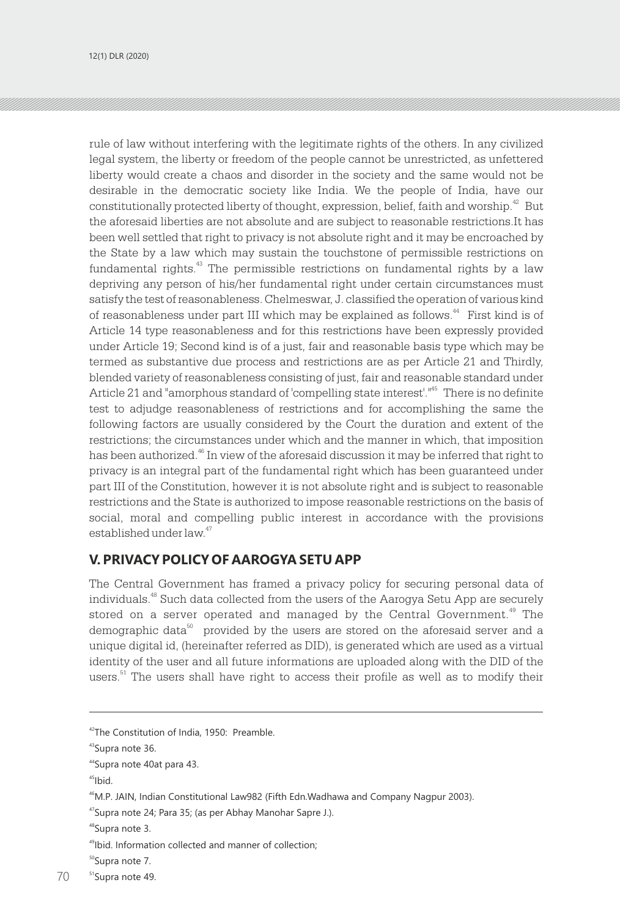rule of law without interfering with the legitimate rights of the others. In any civilized legal system, the liberty or freedom of the people cannot be unrestricted, as unfettered liberty would create a chaos and disorder in the society and the same would not be desirable in the democratic society like India. We the people of India, have our constitutionally protected liberty of thought, expression, belief, faith and worship.[42] But the aforesaid liberties are not absolute and are subject to reasonable restrictions.It has been well settled that right to privacy is not absolute right and it may be encroached by the State by a law which may sustain the touchstone of permissible restrictions on fundamental rights.[43] The permissible restrictions on fundamental rights by a law depriving any person of his/her fundamental right under certain circumstances must satisfy the test of reasonableness. Chelmeswar, J. classified the operation of various kind of reasonableness under part III which may be explained as follows.[44] First kind is of Article 14 type reasonableness and for this restrictions have been expressly provided under Article 19; Second kind is of a just, fair and reasonable basis type which may be termed as substantive due process and restrictions are as per Article 21 and Thirdly, blended variety of reasonableness consisting of just, fair and reasonable standard under Article 21 and "amorphous standard of 'compelling state interest'."[45] There is no definite test to adjudge reasonableness of restrictions and for accomplishing the same the following factors are usually considered by the Court the duration and extent of the restrictions; the circumstances under which and the manner in which, that imposition has been authorized.[46] In view of the aforesaid discussion it may be inferred that right to privacy is an integral part of the fundamental right which has been guaranteed under part III of the Constitution, however it is not absolute right and is subject to reasonable restrictions and the State is authorized to impose reasonable restrictions on the basis of social, moral and compelling public interest in accordance with the provisions established under law.[47]

## V. PRIVACY POLICY OF AAROGYA SETU APP

The Central Government has framed a privacy policy for securing personal data of individuals.[48] Such data collected from the users of the Aarogya Setu App are securely stored on a server operated and managed by the Central Government.[49] The demographic data[50] provided by the users are stored on the aforesaid server and a unique digital id, (hereinafter referred as DID), is generated which are used as a virtual identity of the user and all future informations are uploaded along with the DID of the users.[51] The users shall have right to access their profile as well as to modify their

---

[42] The Constitution of India, 1950: Preamble.

[43] Supra note 36.

[44] Supra note 40at para 43.

[45] Ibid.

[46] M.P. JAIN, Indian Constitutional Law982 (Fifth Edn.Wadhawa and Company Nagpur 2003).

[47] Supra note 24; Para 35; (as per Abhay Manohar Sapre J.).

[48] Supra note 3.

[49] Ibid. Information collected and manner of collection;

[50] Supra note 7.

[51] Supra note 49.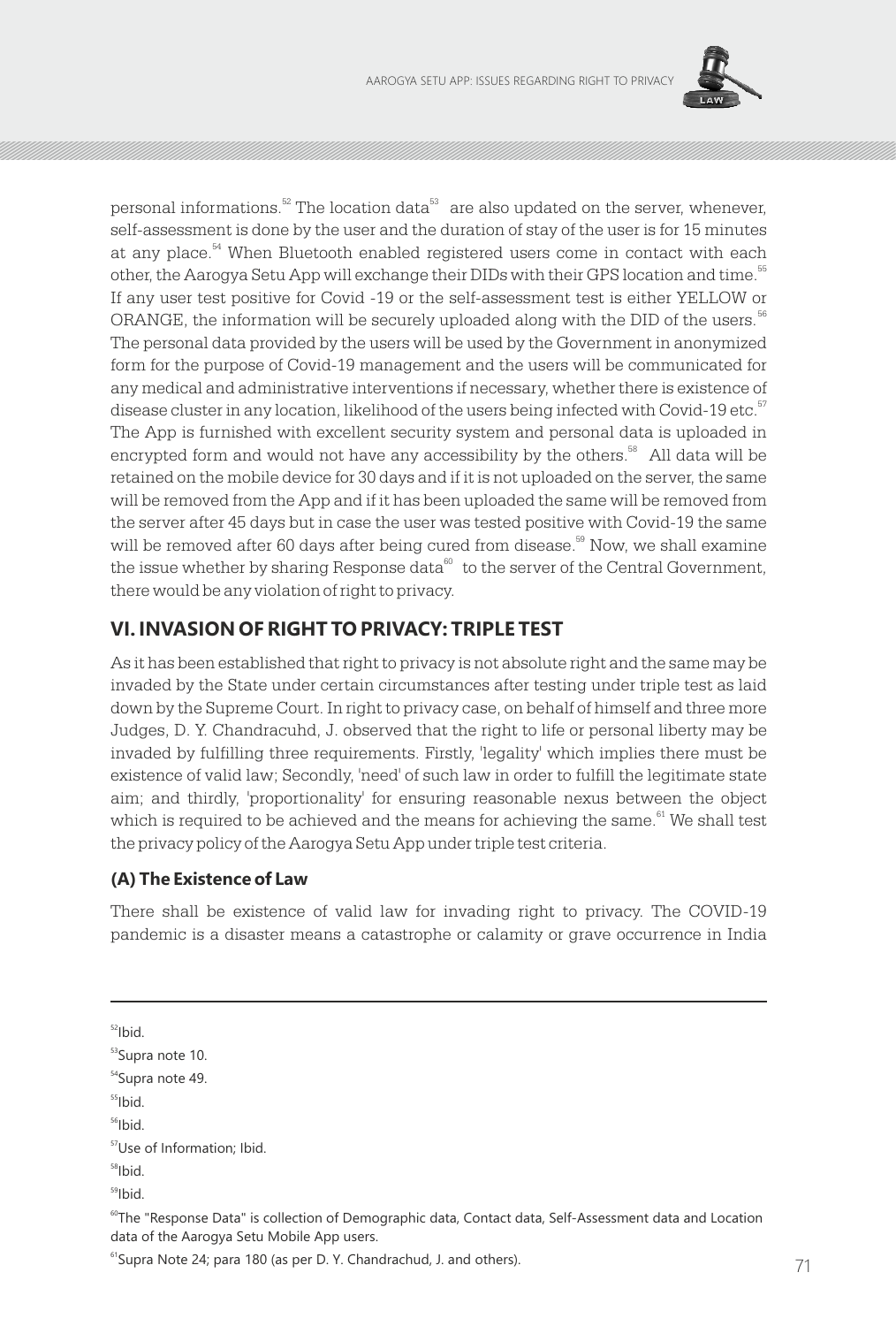personal informations.[52] The location data[53] are also updated on the server, whenever, self-assessment is done by the user and the duration of stay of the user is for 15 minutes at any place.[54] When Bluetooth enabled registered users come in contact with each other, the Aarogya Setu App will exchange their DIDs with their GPS location and time.[55] If any user test positive for Covid -19 or the self-assessment test is either YELLOW or ORANGE, the information will be securely uploaded along with the DID of the users.[56] The personal data provided by the users will be used by the Government in anonymized form for the purpose of Covid-19 management and the users will be communicated for any medical and administrative interventions if necessary, whether there is existence of disease cluster in any location, likelihood of the users being infected with Covid-19 etc.[57] The App is furnished with excellent security system and personal data is uploaded in encrypted form and would not have any accessibility by the others.[58] All data will be retained on the mobile device for 30 days and if it is not uploaded on the server, the same will be removed from the App and if it has been uploaded the same will be removed from the server after 45 days but in case the user was tested positive with Covid-19 the same will be removed after 60 days after being cured from disease.[59] Now, we shall examine the issue whether by sharing Response data[60] to the server of the Central Government, there would be any violation of right to privacy.

## VI. INVASION OF RIGHT TO PRIVACY: TRIPLE TEST

As it has been established that right to privacy is not absolute right and the same may be invaded by the State under certain circumstances after testing under triple test as laid down by the Supreme Court. In right to privacy case, on behalf of himself and three more Judges, D. Y. Chandracuhd, J. observed that the right to life or personal liberty may be invaded by fulfilling three requirements. Firstly, 'legality' which implies there must be existence of valid law; Secondly, 'need' of such law in order to fulfill the legitimate state aim; and thirdly, 'proportionality' for ensuring reasonable nexus between the object which is required to be achieved and the means for achieving the same.[61] We shall test the privacy policy of the Aarogya Setu App under triple test criteria.

### (A) The Existence of Law

There shall be existence of valid law for invading right to privacy. The COVID-19 pandemic is a disaster means a catastrophe or calamity or grave occurrence in India

---

[52] Ibid.

[53] Supra note 10.

[54] Supra note 49.

[55] Ibid.

[56] Ibid.

[57] Use of Information; Ibid.

[58] Ibid.

[59] Ibid.

[60] The "Response Data" is collection of Demographic data, Contact data, Self-Assessment data and Location data of the Aarogya Setu Mobile App users.

[61] Supra Note 24; para 180 (as per D. Y. Chandrachud, J. and others).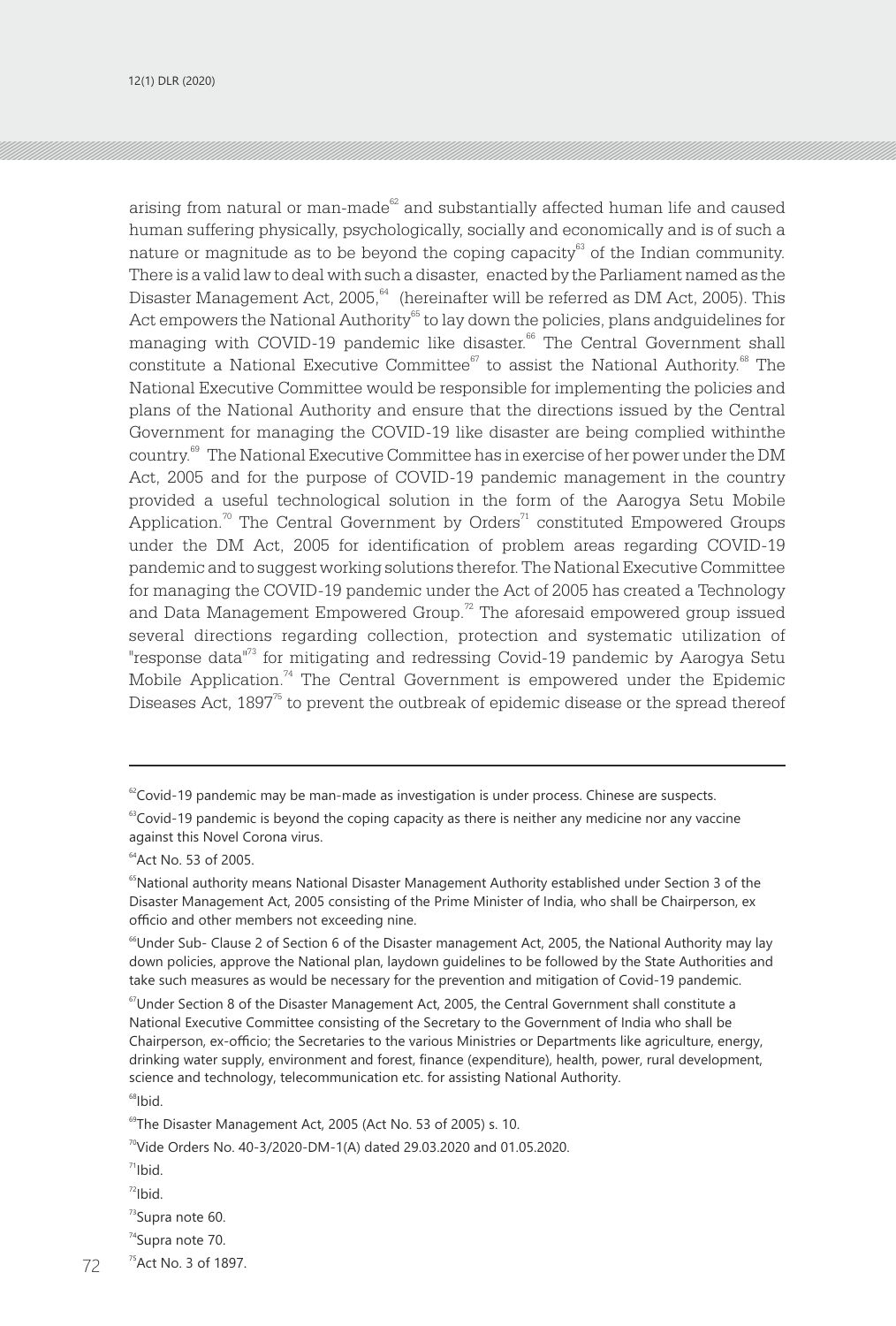arising from natural or man-made[62] and substantially affected human life and caused human suffering physically, psychologically, socially and economically and is of such a nature or magnitude as to be beyond the coping capacity[63] of the Indian community. There is a valid law to deal with such a disaster, enacted by the Parliament named as the Disaster Management Act, 2005,[64] (hereinafter will be referred as DM Act, 2005). This Act empowers the National Authority[65] to lay down the policies, plans andguidelines for managing with COVID-19 pandemic like disaster.[66] The Central Government shall constitute a National Executive Committee[67] to assist the National Authority.[68] The National Executive Committee would be responsible for implementing the policies and plans of the National Authority and ensure that the directions issued by the Central Government for managing the COVID-19 like disaster are being complied withinthe country.[69] The National Executive Committee has in exercise of her power under the DM Act, 2005 and for the purpose of COVID-19 pandemic management in the country provided a useful technological solution in the form of the Aarogya Setu Mobile Application.[70] The Central Government by Orders[71] constituted Empowered Groups under the DM Act, 2005 for identification of problem areas regarding COVID-19 pandemic and to suggest working solutions therefor. The National Executive Committee for managing the COVID-19 pandemic under the Act of 2005 has created a Technology and Data Management Empowered Group.[72] The aforesaid empowered group issued several directions regarding collection, protection and systematic utilization of "response data"[73] for mitigating and redressing Covid-19 pandemic by Aarogya Setu Mobile Application.[74] The Central Government is empowered under the Epidemic Diseases Act, 1897[75] to prevent the outbreak of epidemic disease or the spread thereof

---

[62] Covid-19 pandemic may be man-made as investigation is under process. Chinese are suspects.

[63] Covid-19 pandemic is beyond the coping capacity as there is neither any medicine nor any vaccine against this Novel Corona virus.

[64] Act No. 53 of 2005.

[65] National authority means National Disaster Management Authority established under Section 3 of the Disaster Management Act, 2005 consisting of the Prime Minister of India, who shall be Chairperson, ex officio and other members not exceeding nine.

[66] Under Sub- Clause 2 of Section 6 of the Disaster management Act, 2005, the National Authority may lay down policies, approve the National plan, laydown guidelines to be followed by the State Authorities and take such measures as would be necessary for the prevention and mitigation of Covid-19 pandemic.

[67] Under Section 8 of the Disaster Management Act, 2005, the Central Government shall constitute a National Executive Committee consisting of the Secretary to the Government of India who shall be Chairperson, ex-officio; the Secretaries to the various Ministries or Departments like agriculture, energy, drinking water supply, environment and forest, finance (expenditure), health, power, rural development, science and technology, telecommunication etc. for assisting National Authority.

[68] Ibid.

[69] The Disaster Management Act, 2005 (Act No. 53 of 2005) s. 10.

[70] Vide Orders No. 40-3/2020-DM-1(A) dated 29.03.2020 and 01.05.2020.

[71] Ibid.

[72] Ibid.

[73] Supra note 60.

[74] Supra note 70.

[75] Act No. 3 of 1897.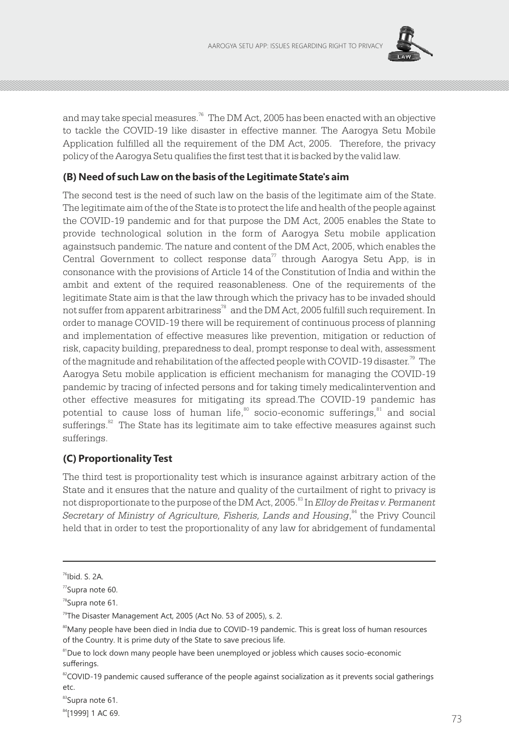and may take special measures.[76] The DM Act, 2005 has been enacted with an objective to tackle the COVID-19 like disaster in effective manner. The Aarogya Setu Mobile Application fulfilled all the requirement of the DM Act, 2005. Therefore, the privacy policy of the Aarogya Setu qualifies the first test that it is backed by the valid law.

### (B) Need of such Law on the basis of the Legitimate State's aim

The second test is the need of such law on the basis of the legitimate aim of the State. The legitimate aim of the of the State is to protect the life and health of the people against the COVID-19 pandemic and for that purpose the DM Act, 2005 enables the State to provide technological solution in the form of Aarogya Setu mobile application againstsuch pandemic. The nature and content of the DM Act, 2005, which enables the Central Government to collect response data[77] through Aarogya Setu App, is in consonance with the provisions of Article 14 of the Constitution of India and within the ambit and extent of the required reasonableness. One of the requirements of the legitimate State aim is that the law through which the privacy has to be invaded should not suffer from apparent arbitrariness[78] and the DM Act, 2005 fulfill such requirement. In order to manage COVID-19 there will be requirement of continuous process of planning and implementation of effective measures like prevention, mitigation or reduction of risk, capacity building, preparedness to deal, prompt response to deal with, assessment of the magnitude and rehabilitation of the affected people with COVID-19 disaster.[79] The Aarogya Setu mobile application is efficient mechanism for managing the COVID-19 pandemic by tracing of infected persons and for taking timely medicalintervention and other effective measures for mitigating its spread.The COVID-19 pandemic has potential to cause loss of human life,[80] socio-economic sufferings,[81] and social sufferings.[82] The State has its legitimate aim to take effective measures against such sufferings.

### (C) Proportionality Test

The third test is proportionality test which is insurance against arbitrary action of the State and it ensures that the nature and quality of the curtailment of right to privacy is not disproportionate to the purpose of the DM Act, 2005.[83] In *Elloy de Freitas v. Permanent Secretary of Ministry of Agriculture, Fisheris, Lands and Housing*,[84] the Privy Council held that in order to test the proportionality of any law for abridgement of fundamental

---

[76] Ibid. S. 2A.

[77] Supra note 60.

[78] Supra note 61.

[79] The Disaster Management Act, 2005 (Act No. 53 of 2005), s. 2.

[80] Many people have been died in India due to COVID-19 pandemic. This is great loss of human resources of the Country. It is prime duty of the State to save precious life.

[81] Due to lock down many people have been unemployed or jobless which causes socio-economic sufferings.

[82] COVID-19 pandemic caused sufferance of the people against socialization as it prevents social gatherings etc.

[83] Supra note 61.

[84] [1999] 1 AC 69.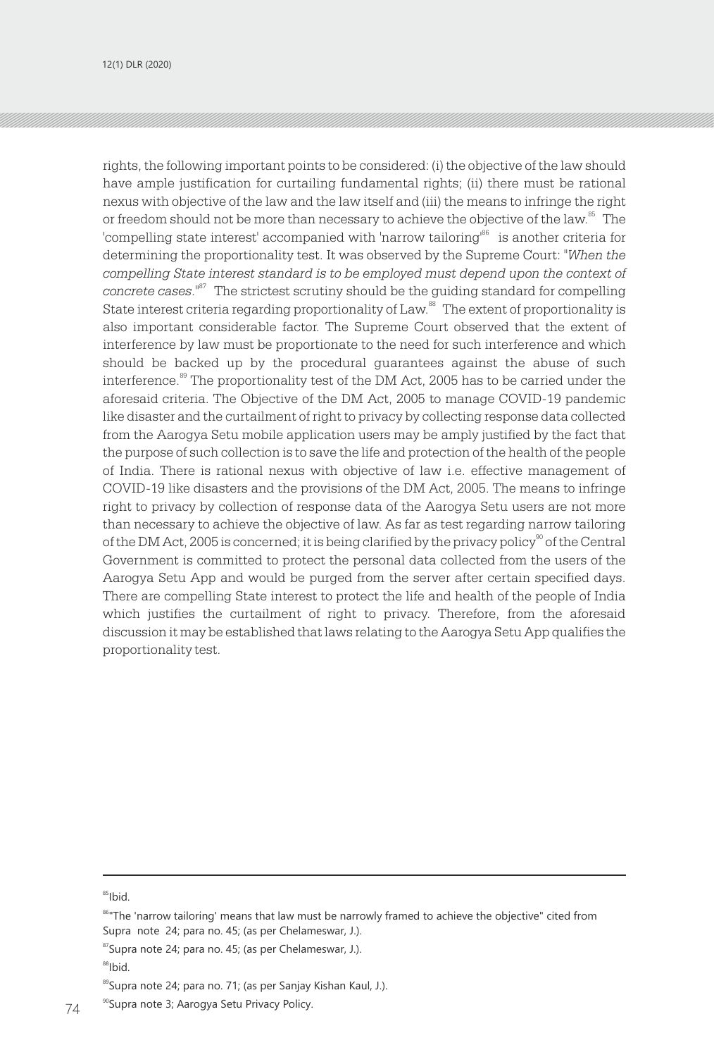rights, the following important points to be considered: (i) the objective of the law should have ample justification for curtailing fundamental rights; (ii) there must be rational nexus with objective of the law and the law itself and (iii) the means to infringe the right or freedom should not be more than necessary to achieve the objective of the law.[85] The 'compelling state interest' accompanied with 'narrow tailoring'[86] is another criteria for determining the proportionality test. It was observed by the Supreme Court: "*When the compelling State interest standard is to be employed must depend upon the context of concrete cases*."[87] The strictest scrutiny should be the guiding standard for compelling State interest criteria regarding proportionality of Law.[88] The extent of proportionality is also important considerable factor. The Supreme Court observed that the extent of interference by law must be proportionate to the need for such interference and which should be backed up by the procedural guarantees against the abuse of such interference.[89] The proportionality test of the DM Act, 2005 has to be carried under the aforesaid criteria. The Objective of the DM Act, 2005 to manage COVID-19 pandemic like disaster and the curtailment of right to privacy by collecting response data collected from the Aarogya Setu mobile application users may be amply justified by the fact that the purpose of such collection is to save the life and protection of the health of the people of India. There is rational nexus with objective of law i.e. effective management of COVID-19 like disasters and the provisions of the DM Act, 2005. The means to infringe right to privacy by collection of response data of the Aarogya Setu users are not more than necessary to achieve the objective of law. As far as test regarding narrow tailoring of the DM Act, 2005 is concerned; it is being clarified by the privacy policy[90] of the Central Government is committed to protect the personal data collected from the users of the Aarogya Setu App and would be purged from the server after certain specified days. There are compelling State interest to protect the life and health of the people of India which justifies the curtailment of right to privacy. Therefore, from the aforesaid discussion it may be established that laws relating to the Aarogya Setu App qualifies the proportionality test.

---

[85] Ibid.

[86] "The 'narrow tailoring' means that law must be narrowly framed to achieve the objective" cited from Supra note 24; para no. 45; (as per Chelameswar, J.).

[87] Supra note 24; para no. 45; (as per Chelameswar, J.).

[88] Ibid.

[89] Supra note 24; para no. 71; (as per Sanjay Kishan Kaul, J.).

[90] Supra note 3; Aarogya Setu Privacy Policy.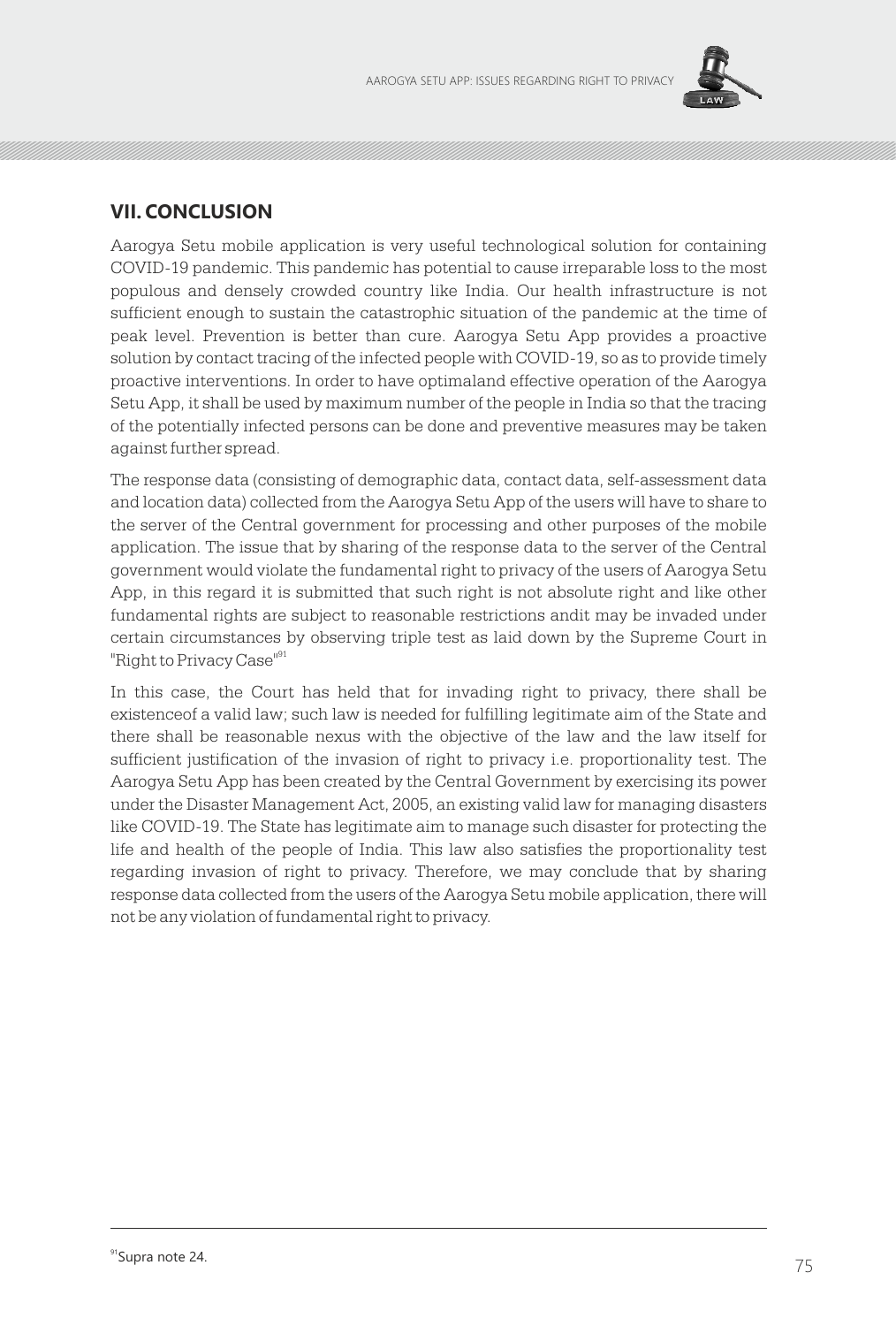## VII. CONCLUSION

Aarogya Setu mobile application is very useful technological solution for containing COVID-19 pandemic. This pandemic has potential to cause irreparable loss to the most populous and densely crowded country like India. Our health infrastructure is not sufficient enough to sustain the catastrophic situation of the pandemic at the time of peak level. Prevention is better than cure. Aarogya Setu App provides a proactive solution by contact tracing of the infected people with COVID-19, so as to provide timely proactive interventions. In order to have optimaland effective operation of the Aarogya Setu App, it shall be used by maximum number of the people in India so that the tracing of the potentially infected persons can be done and preventive measures may be taken against further spread.

The response data (consisting of demographic data, contact data, self-assessment data and location data) collected from the Aarogya Setu App of the users will have to share to the server of the Central government for processing and other purposes of the mobile application. The issue that by sharing of the response data to the server of the Central government would violate the fundamental right to privacy of the users of Aarogya Setu App, in this regard it is submitted that such right is not absolute right and like other fundamental rights are subject to reasonable restrictions andit may be invaded under certain circumstances by observing triple test as laid down by the Supreme Court in "Right to Privacy Case"[91]

In this case, the Court has held that for invading right to privacy, there shall be existenceof a valid law; such law is needed for fulfilling legitimate aim of the State and there shall be reasonable nexus with the objective of the law and the law itself for sufficient justification of the invasion of right to privacy i.e. proportionality test. The Aarogya Setu App has been created by the Central Government by exercising its power under the Disaster Management Act, 2005, an existing valid law for managing disasters like COVID-19. The State has legitimate aim to manage such disaster for protecting the life and health of the people of India. This law also satisfies the proportionality test regarding invasion of right to privacy. Therefore, we may conclude that by sharing response data collected from the users of the Aarogya Setu mobile application, there will not be any violation of fundamental right to privacy.

---

[91] Supra note 24.